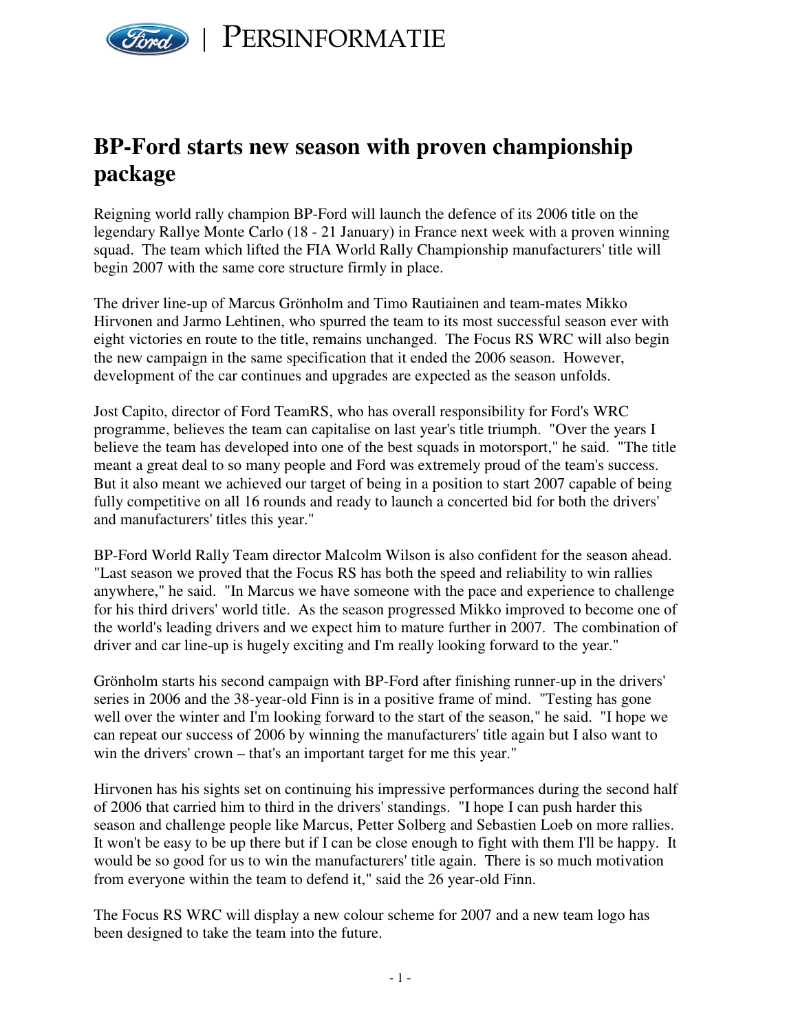# BP-Ford starts new season with proven championship package

Reigning world rally champion BP-Ford will launch the defence of its 2006 title on the legendary Rallye Monte Carlo (18 - 21 January) in France next week with a proven winning squad. The team which lifted the FIA World Rally Championship manufacturers' title will begin 2007 with the same core structure firmly in place.

The driver line-up of Marcus Grönholm and Timo Rautiainen and team-mates Mikko Hirvonen and Jarmo Lehtinen, who spurred the team to its most successful season ever with eight victories en route to the title, remains unchanged. The Focus RS WRC will also begin the new campaign in the same specification that it ended the 2006 season. However, development of the car continues and upgrades are expected as the season unfolds.

Jost Capito, director of Ford TeamRS, who has overall responsibility for Ford's WRC programme, believes the team can capitalise on last year's title triumph. "Over the years I believe the team has developed into one of the best squads in motorsport," he said. "The title meant a great deal to so many people and Ford was extremely proud of the team's success. But it also meant we achieved our target of being in a position to start 2007 capable of being fully competitive on all 16 rounds and ready to launch a concerted bid for both the drivers' and manufacturers' titles this year."

BP-Ford World Rally Team director Malcolm Wilson is also confident for the season ahead. "Last season we proved that the Focus RS has both the speed and reliability to win rallies anywhere," he said. "In Marcus we have someone with the pace and experience to challenge for his third drivers' world title. As the season progressed Mikko improved to become one of the world's leading drivers and we expect him to mature further in 2007. The combination of driver and car line-up is hugely exciting and I'm really looking forward to the year."

Grönholm starts his second campaign with BP-Ford after finishing runner-up in the drivers' series in 2006 and the 38-year-old Finn is in a positive frame of mind. "Testing has gone well over the winter and I'm looking forward to the start of the season," he said. "I hope we can repeat our success of 2006 by winning the manufacturers' title again but I also want to win the drivers' crown – that's an important target for me this year."

Hirvonen has his sights set on continuing his impressive performances during the second half of 2006 that carried him to third in the drivers' standings. "I hope I can push harder this season and challenge people like Marcus, Petter Solberg and Sebastien Loeb on more rallies. It won't be easy to be up there but if I can be close enough to fight with them I'll be happy. It would be so good for us to win the manufacturers' title again. There is so much motivation from everyone within the team to defend it," said the 26 year-old Finn.

The Focus RS WRC will display a new colour scheme for 2007 and a new team logo has been designed to take the team into the future.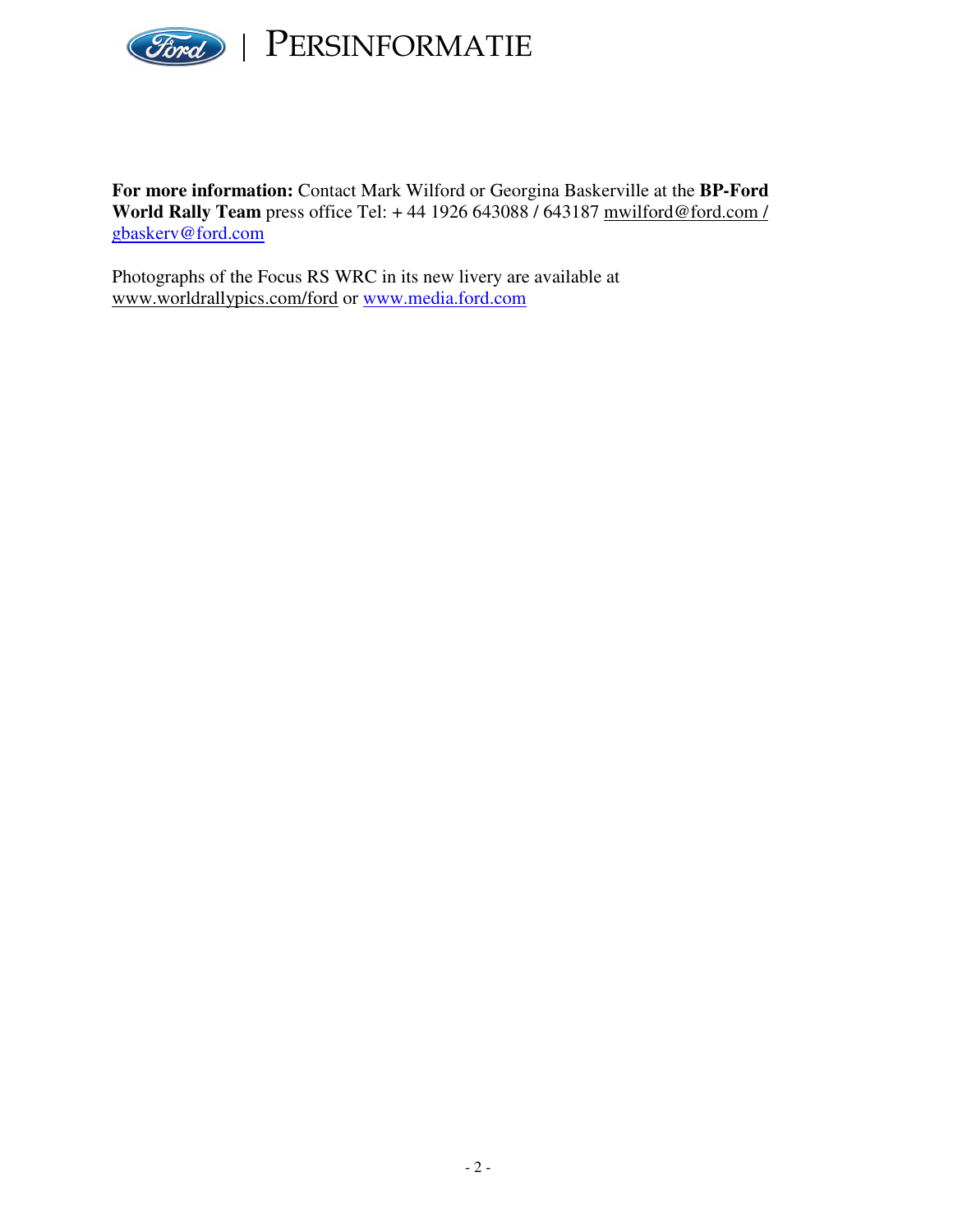**For more information:** Contact Mark Wilford or Georgina Baskerville at the **BP-Ford World Rally Team** press office Tel: + 44 1926 643088 / 643187 mwilford@ford.com / gbaskerv@ford.com

Photographs of the Focus RS WRC in its new livery are available at www.worldrallypics.com/ford or www.media.ford.com